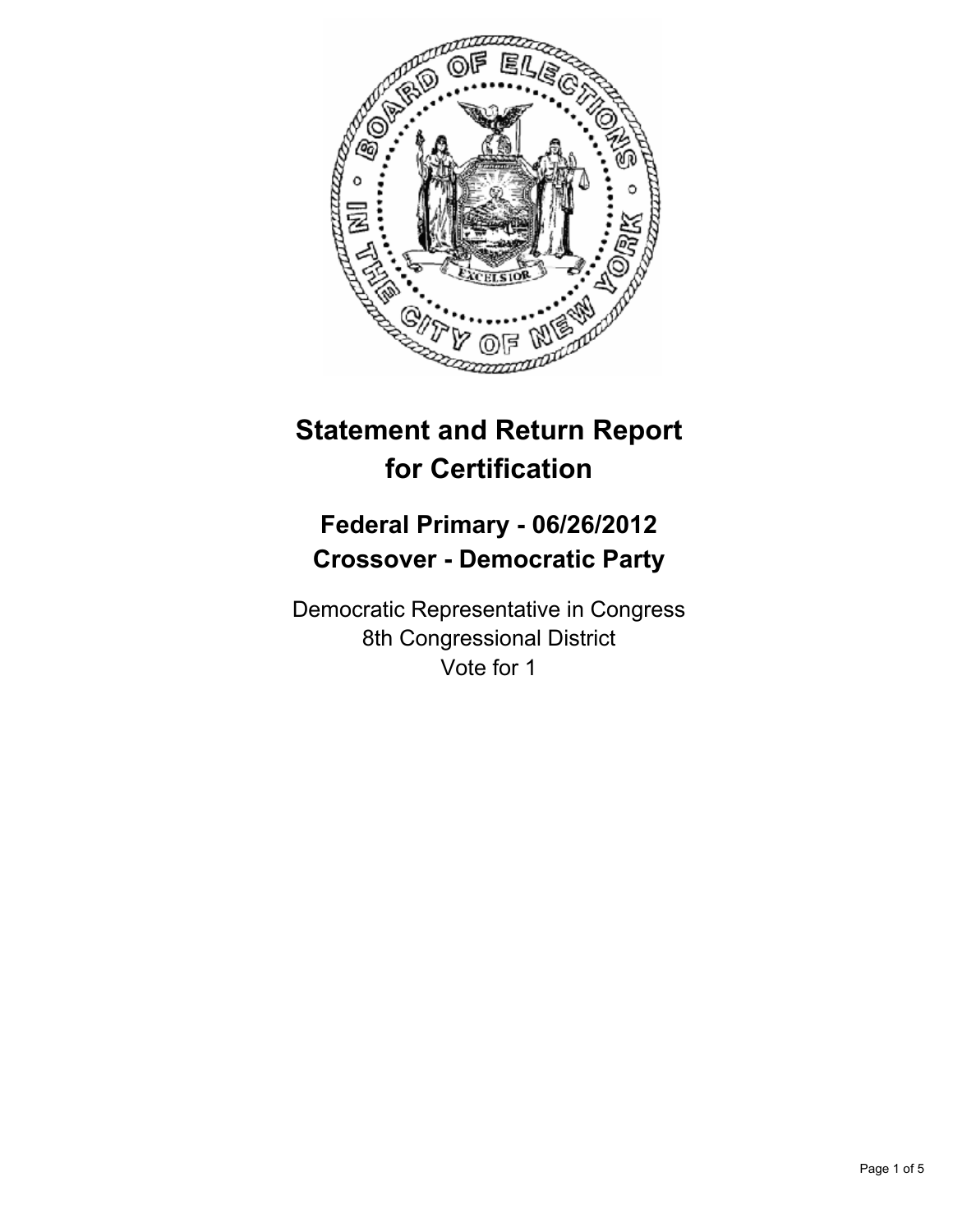# Statement and Return Report for Certification

## Federal Primary - 06/26/2012
## Crossover - Democratic Party

Democratic Representative in Congress
8th Congressional District
Vote for 1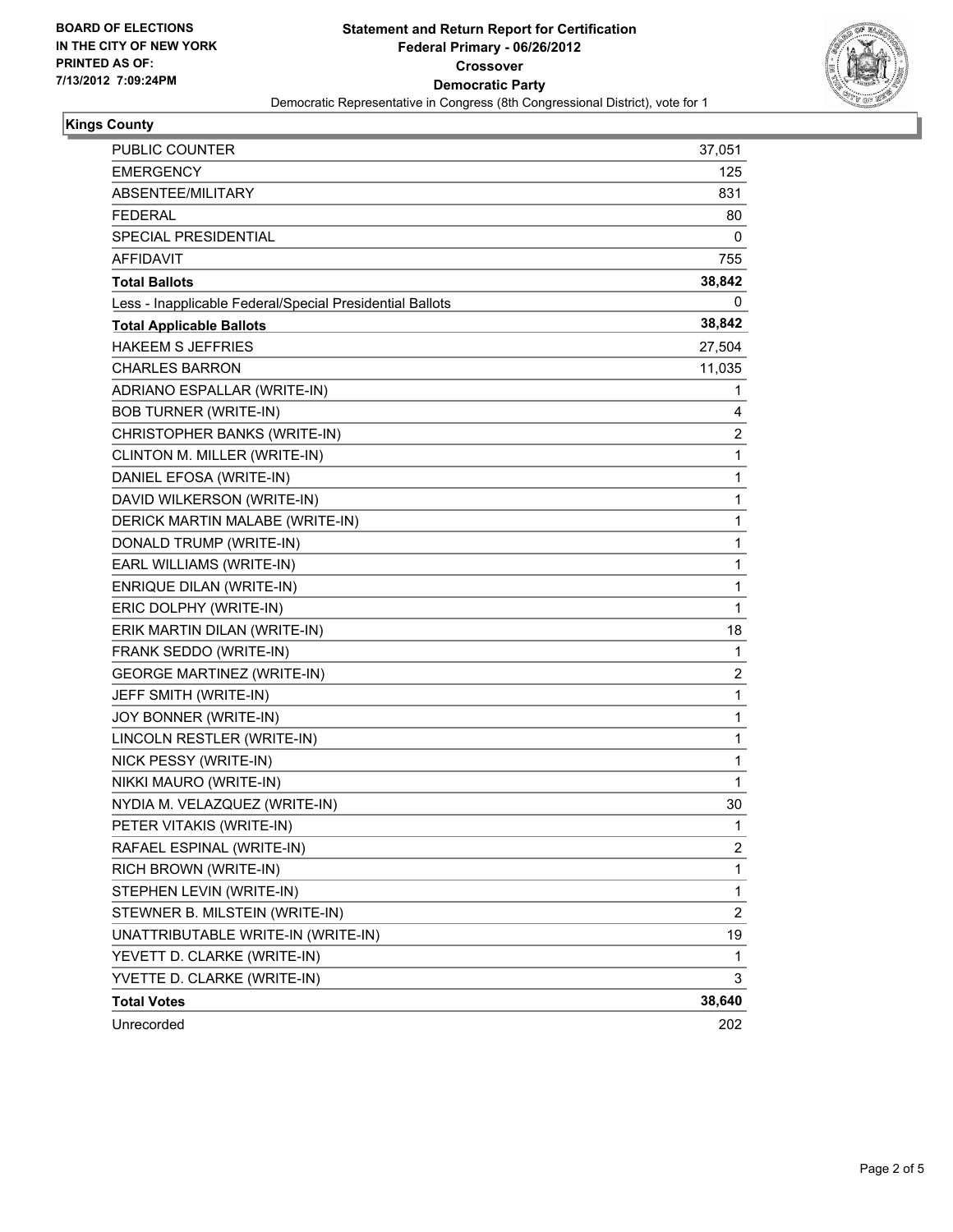**BOARD OF ELECTIONS IN THE CITY OF NEW YORK PRINTED AS OF: 7/13/2012 7:09:24PM**

# Statement and Return Report for Certification
## Federal Primary - 06/26/2012
## Crossover
## Democratic Party
Democratic Representative in Congress (8th Congressional District), vote for 1

### Kings County

| | |
|---|---|
| PUBLIC COUNTER | 37,051 |
| EMERGENCY | 125 |
| ABSENTEE/MILITARY | 831 |
| FEDERAL | 80 |
| SPECIAL PRESIDENTIAL | 0 |
| AFFIDAVIT | 755 |
| **Total Ballots** | **38,842** |
| Less - Inapplicable Federal/Special Presidential Ballots | 0 |
| **Total Applicable Ballots** | **38,842** |
| HAKEEM S JEFFRIES | 27,504 |
| CHARLES BARRON | 11,035 |
| ADRIANO ESPALLAR (WRITE-IN) | 1 |
| BOB TURNER (WRITE-IN) | 4 |
| CHRISTOPHER BANKS (WRITE-IN) | 2 |
| CLINTON M. MILLER (WRITE-IN) | 1 |
| DANIEL EFOSA (WRITE-IN) | 1 |
| DAVID WILKERSON (WRITE-IN) | 1 |
| DERICK MARTIN MALABE (WRITE-IN) | 1 |
| DONALD TRUMP (WRITE-IN) | 1 |
| EARL WILLIAMS (WRITE-IN) | 1 |
| ENRIQUE DILAN (WRITE-IN) | 1 |
| ERIC DOLPHY (WRITE-IN) | 1 |
| ERIK MARTIN DILAN (WRITE-IN) | 18 |
| FRANK SEDDO (WRITE-IN) | 1 |
| GEORGE MARTINEZ (WRITE-IN) | 2 |
| JEFF SMITH (WRITE-IN) | 1 |
| JOY BONNER (WRITE-IN) | 1 |
| LINCOLN RESTLER (WRITE-IN) | 1 |
| NICK PESSY (WRITE-IN) | 1 |
| NIKKI MAURO (WRITE-IN) | 1 |
| NYDIA M. VELAZQUEZ (WRITE-IN) | 30 |
| PETER VITAKIS (WRITE-IN) | 1 |
| RAFAEL ESPINAL (WRITE-IN) | 2 |
| RICH BROWN (WRITE-IN) | 1 |
| STEPHEN LEVIN (WRITE-IN) | 1 |
| STEWNER B. MILSTEIN (WRITE-IN) | 2 |
| UNATTRIBUTABLE WRITE-IN (WRITE-IN) | 19 |
| YEVETT D. CLARKE (WRITE-IN) | 1 |
| YVETTE D. CLARKE (WRITE-IN) | 3 |
| **Total Votes** | **38,640** |
| Unrecorded | 202 |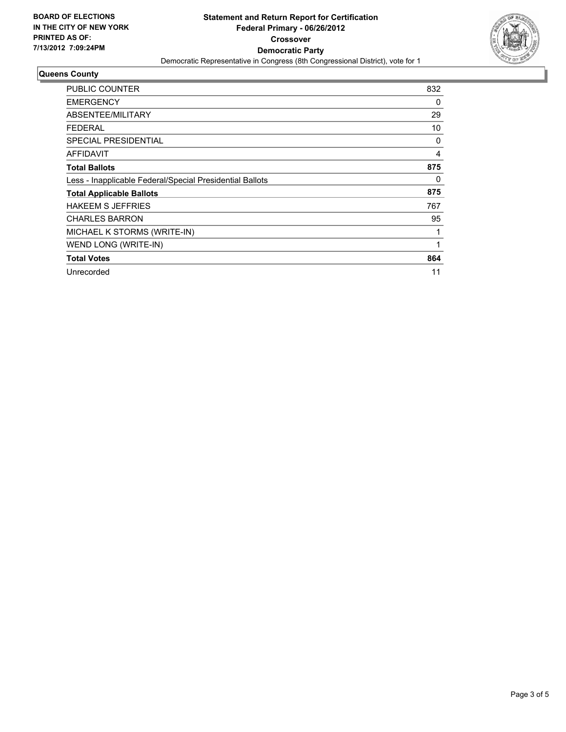**BOARD OF ELECTIONS**
**IN THE CITY OF NEW YORK**
**PRINTED AS OF:**
**7/13/2012 7:09:24PM**

**Statement and Return Report for Certification**
**Federal Primary - 06/26/2012**
**Crossover**
**Democratic Party**
Democratic Representative in Congress (8th Congressional District), vote for 1

## Queens County

| | |
|---|---|
| PUBLIC COUNTER | 832 |
| EMERGENCY | 0 |
| ABSENTEE/MILITARY | 29 |
| FEDERAL | 10 |
| SPECIAL PRESIDENTIAL | 0 |
| AFFIDAVIT | 4 |
| **Total Ballots** | **875** |
| Less - Inapplicable Federal/Special Presidential Ballots | 0 |
| **Total Applicable Ballots** | **875** |
| HAKEEM S JEFFRIES | 767 |
| CHARLES BARRON | 95 |
| MICHAEL K STORMS (WRITE-IN) | 1 |
| WEND LONG (WRITE-IN) | 1 |
| **Total Votes** | **864** |
| Unrecorded | 11 |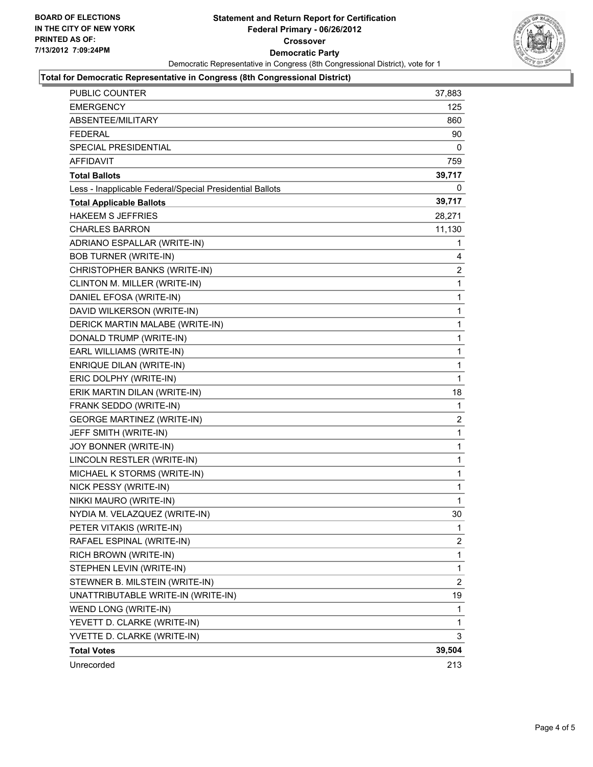BOARD OF ELECTIONS
IN THE CITY OF NEW YORK
PRINTED AS OF:
7/13/2012 7:09:24PM

# Statement and Return Report for Certification
## Federal Primary - 06/26/2012
## Crossover
## Democratic Party

Democratic Representative in Congress (8th Congressional District), vote for 1

**Total for Democratic Representative in Congress (8th Congressional District)**

| | |
|---|---|
| PUBLIC COUNTER | 37,883 |
| EMERGENCY | 125 |
| ABSENTEE/MILITARY | 860 |
| FEDERAL | 90 |
| SPECIAL PRESIDENTIAL | 0 |
| AFFIDAVIT | 759 |
| **Total Ballots** | **39,717** |
| Less - Inapplicable Federal/Special Presidential Ballots | 0 |
| **Total Applicable Ballots** | **39,717** |
| HAKEEM S JEFFRIES | 28,271 |
| CHARLES BARRON | 11,130 |
| ADRIANO ESPALLAR (WRITE-IN) | 1 |
| BOB TURNER (WRITE-IN) | 4 |
| CHRISTOPHER BANKS (WRITE-IN) | 2 |
| CLINTON M. MILLER (WRITE-IN) | 1 |
| DANIEL EFOSA (WRITE-IN) | 1 |
| DAVID WILKERSON (WRITE-IN) | 1 |
| DERICK MARTIN MALABE (WRITE-IN) | 1 |
| DONALD TRUMP (WRITE-IN) | 1 |
| EARL WILLIAMS (WRITE-IN) | 1 |
| ENRIQUE DILAN (WRITE-IN) | 1 |
| ERIC DOLPHY (WRITE-IN) | 1 |
| ERIK MARTIN DILAN (WRITE-IN) | 18 |
| FRANK SEDDO (WRITE-IN) | 1 |
| GEORGE MARTINEZ (WRITE-IN) | 2 |
| JEFF SMITH (WRITE-IN) | 1 |
| JOY BONNER (WRITE-IN) | 1 |
| LINCOLN RESTLER (WRITE-IN) | 1 |
| MICHAEL K STORMS (WRITE-IN) | 1 |
| NICK PESSY (WRITE-IN) | 1 |
| NIKKI MAURO (WRITE-IN) | 1 |
| NYDIA M. VELAZQUEZ (WRITE-IN) | 30 |
| PETER VITAKIS (WRITE-IN) | 1 |
| RAFAEL ESPINAL (WRITE-IN) | 2 |
| RICH BROWN (WRITE-IN) | 1 |
| STEPHEN LEVIN (WRITE-IN) | 1 |
| STEWNER B. MILSTEIN (WRITE-IN) | 2 |
| UNATTRIBUTABLE WRITE-IN (WRITE-IN) | 19 |
| WEND LONG (WRITE-IN) | 1 |
| YEVETT D. CLARKE (WRITE-IN) | 1 |
| YVETTE D. CLARKE (WRITE-IN) | 3 |
| **Total Votes** | **39,504** |
| Unrecorded | 213 |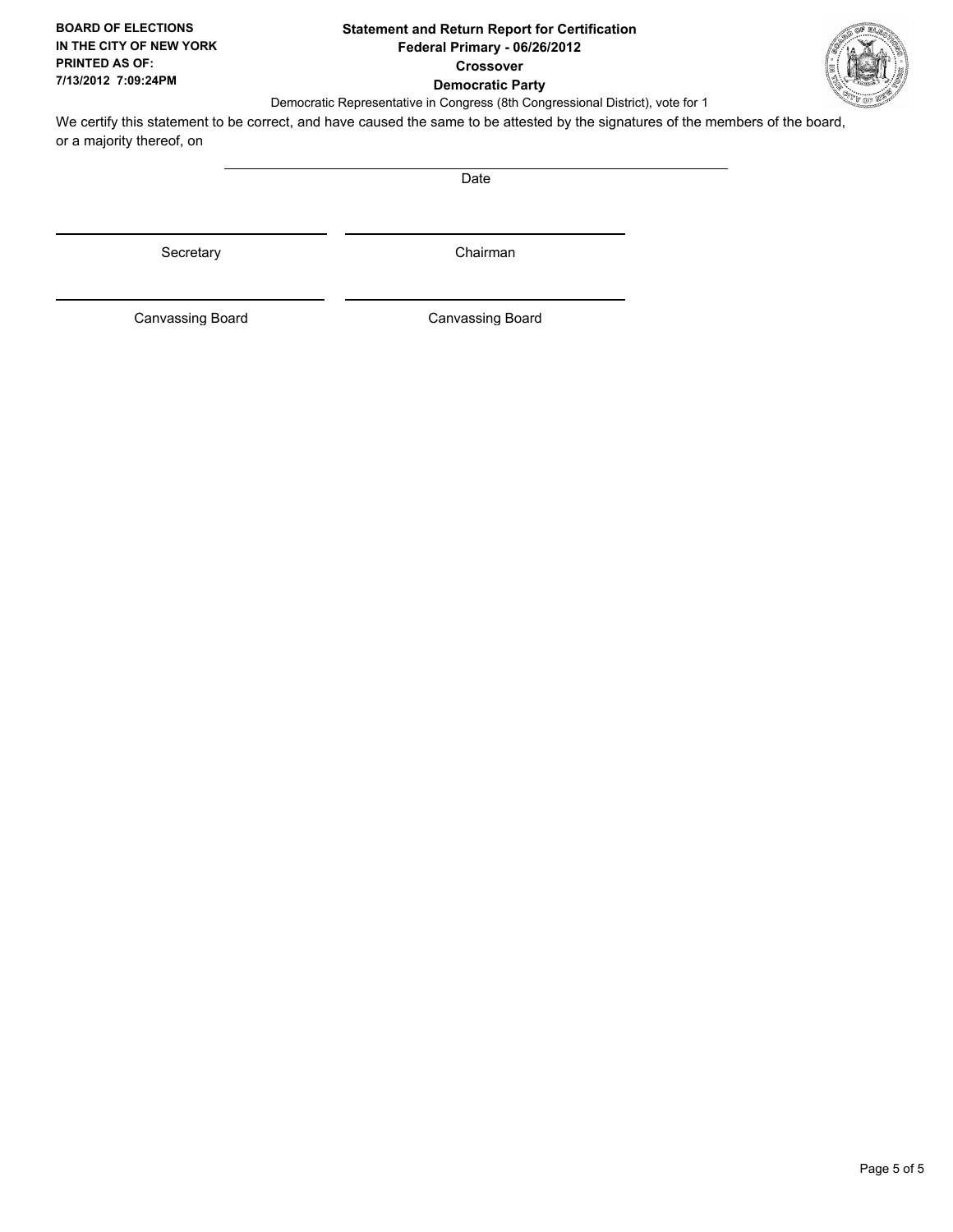**BOARD OF ELECTIONS IN THE CITY OF NEW YORK**
**PRINTED AS OF: 7/13/2012 7:09:24PM**

**Statement and Return Report for Certification**
**Federal Primary - 06/26/2012**
**Crossover**
**Democratic Party**

Democratic Representative in Congress (8th Congressional District), vote for 1

We certify this statement to be correct, and have caused the same to be attested by the signatures of the members of the board, or a majority thereof, on

______________________________
Date

______________________________ ______________________________
Secretary Chairman

______________________________ ______________________________
Canvassing Board Canvassing Board